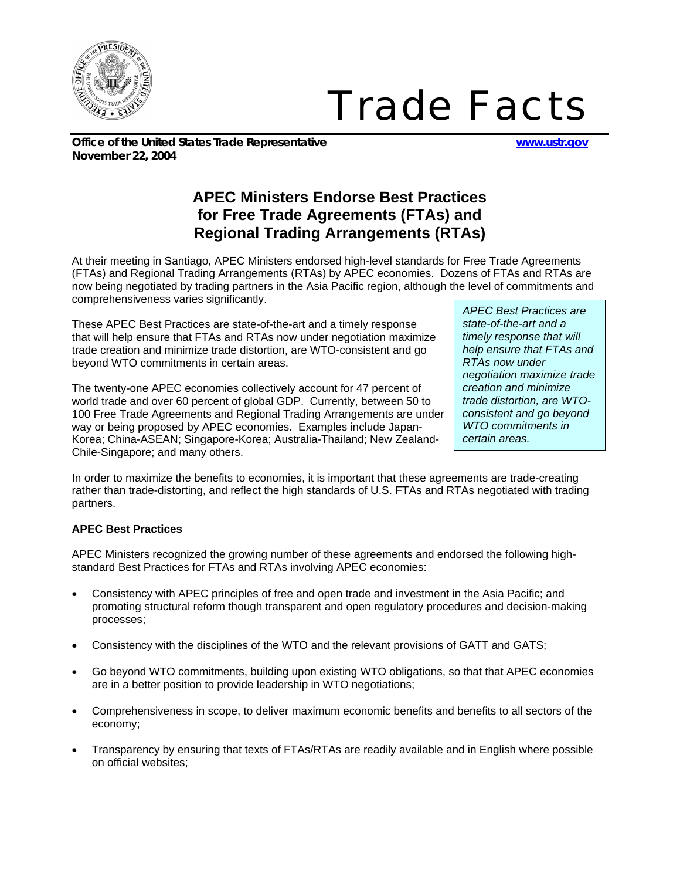# Trade Facts

**Office of the United States Trade Representative** **www.ustr.gov**
**November 22, 2004**

## APEC Ministers Endorse Best Practices for Free Trade Agreements (FTAs) and Regional Trading Arrangements (RTAs)

At their meeting in Santiago, APEC Ministers endorsed high-level standards for Free Trade Agreements (FTAs) and Regional Trading Arrangements (RTAs) by APEC economies. Dozens of FTAs and RTAs are now being negotiated by trading partners in the Asia Pacific region, although the level of commitments and comprehensiveness varies significantly.

These APEC Best Practices are state-of-the-art and a timely response that will help ensure that FTAs and RTAs now under negotiation maximize trade creation and minimize trade distortion, are WTO-consistent and go beyond WTO commitments in certain areas.

The twenty-one APEC economies collectively account for 47 percent of world trade and over 60 percent of global GDP. Currently, between 50 to 100 Free Trade Agreements and Regional Trading Arrangements are under way or being proposed by APEC economies. Examples include Japan-Korea; China-ASEAN; Singapore-Korea; Australia-Thailand; New Zealand-Chile-Singapore; and many others.

*APEC Best Practices are state-of-the-art and a timely response that will help ensure that FTAs and RTAs now under negotiation maximize trade creation and minimize trade distortion, are WTO-consistent and go beyond WTO commitments in certain areas.*

In order to maximize the benefits to economies, it is important that these agreements are trade-creating rather than trade-distorting, and reflect the high standards of U.S. FTAs and RTAs negotiated with trading partners.

**APEC Best Practices**

APEC Ministers recognized the growing number of these agreements and endorsed the following high-standard Best Practices for FTAs and RTAs involving APEC economies:

- Consistency with APEC principles of free and open trade and investment in the Asia Pacific; and promoting structural reform though transparent and open regulatory procedures and decision-making processes;
- Consistency with the disciplines of the WTO and the relevant provisions of GATT and GATS;
- Go beyond WTO commitments, building upon existing WTO obligations, so that that APEC economies are in a better position to provide leadership in WTO negotiations;
- Comprehensiveness in scope, to deliver maximum economic benefits and benefits to all sectors of the economy;
- Transparency by ensuring that texts of FTAs/RTAs are readily available and in English where possible on official websites;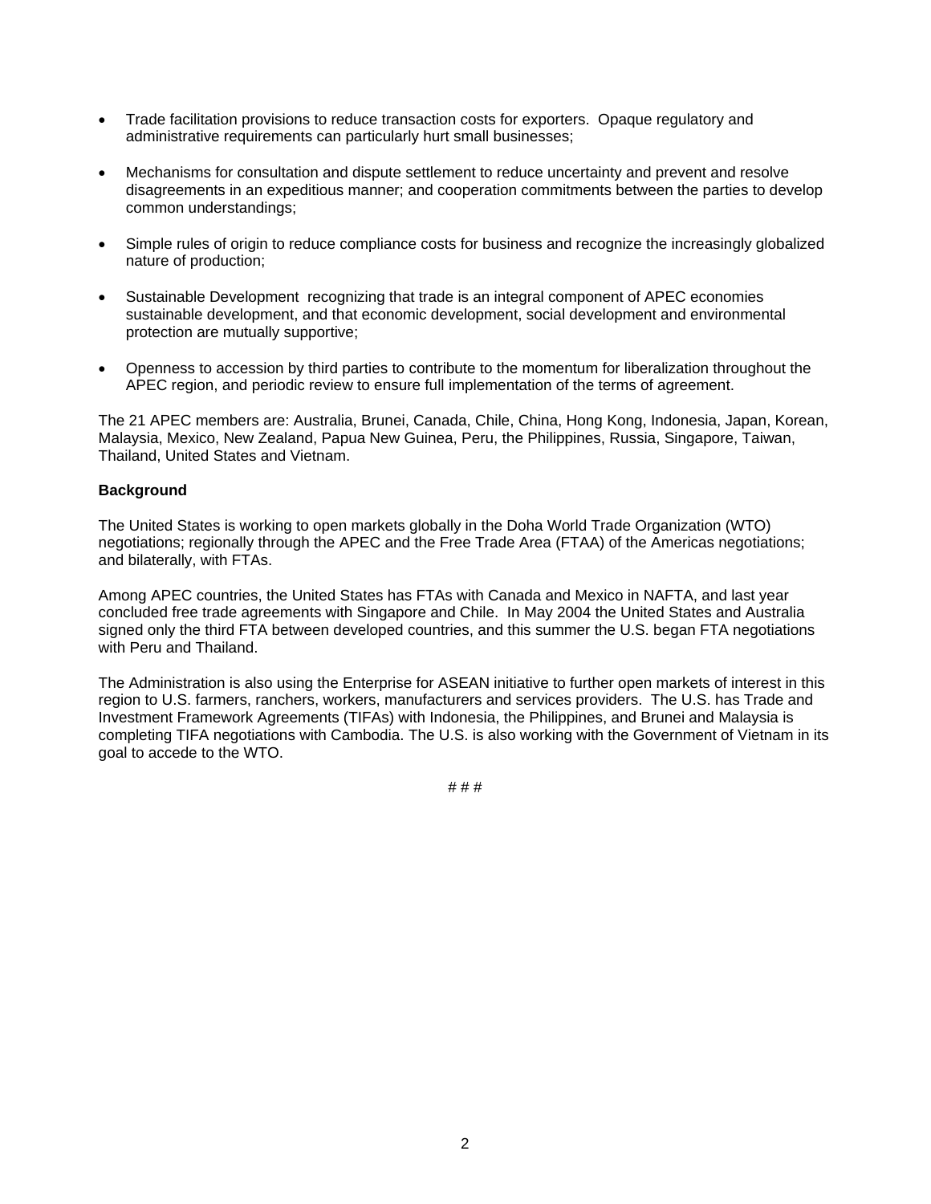- Trade facilitation provisions to reduce transaction costs for exporters. Opaque regulatory and administrative requirements can particularly hurt small businesses;

- Mechanisms for consultation and dispute settlement to reduce uncertainty and prevent and resolve disagreements in an expeditious manner; and cooperation commitments between the parties to develop common understandings;

- Simple rules of origin to reduce compliance costs for business and recognize the increasingly globalized nature of production;

- Sustainable Development recognizing that trade is an integral component of APEC economies sustainable development, and that economic development, social development and environmental protection are mutually supportive;

- Openness to accession by third parties to contribute to the momentum for liberalization throughout the APEC region, and periodic review to ensure full implementation of the terms of agreement.

The 21 APEC members are: Australia, Brunei, Canada, Chile, China, Hong Kong, Indonesia, Japan, Korean, Malaysia, Mexico, New Zealand, Papua New Guinea, Peru, the Philippines, Russia, Singapore, Taiwan, Thailand, United States and Vietnam.

**Background**

The United States is working to open markets globally in the Doha World Trade Organization (WTO) negotiations; regionally through the APEC and the Free Trade Area (FTAA) of the Americas negotiations; and bilaterally, with FTAs.

Among APEC countries, the United States has FTAs with Canada and Mexico in NAFTA, and last year concluded free trade agreements with Singapore and Chile. In May 2004 the United States and Australia signed only the third FTA between developed countries, and this summer the U.S. began FTA negotiations with Peru and Thailand.

The Administration is also using the Enterprise for ASEAN initiative to further open markets of interest in this region to U.S. farmers, ranchers, workers, manufacturers and services providers. The U.S. has Trade and Investment Framework Agreements (TIFAs) with Indonesia, the Philippines, and Brunei and Malaysia is completing TIFA negotiations with Cambodia. The U.S. is also working with the Government of Vietnam in its goal to accede to the WTO.

# # #